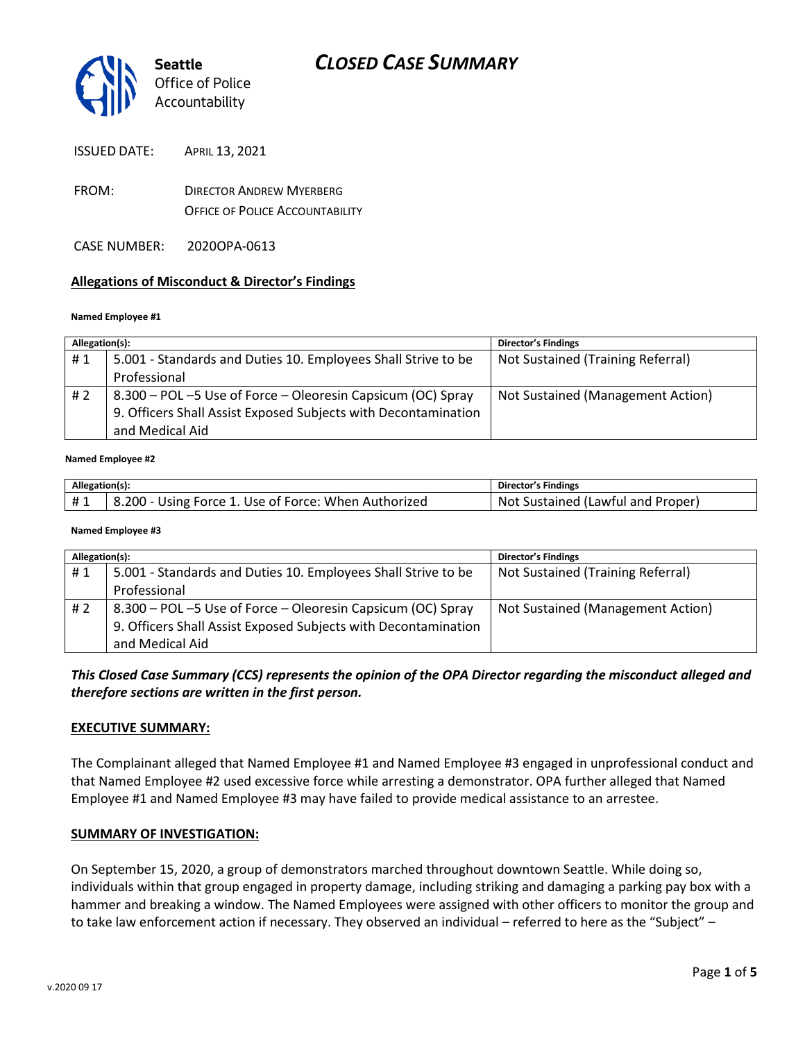Seattle Office of Police Accountability

# CLOSED CASE SUMMARY

ISSUED DATE: APRIL 13, 2021

FROM: DIRECTOR ANDREW MYERBERG
OFFICE OF POLICE ACCOUNTABILITY

CASE NUMBER: 2020OPA-0613

## Allegations of Misconduct & Director's Findings

**Named Employee #1**

| Allegation(s): | | Director's Findings |
|---|---|---|
| # 1 | 5.001 - Standards and Duties 10. Employees Shall Strive to be Professional | Not Sustained (Training Referral) |
| # 2 | 8.300 – POL –5 Use of Force – Oleoresin Capsicum (OC) Spray 9. Officers Shall Assist Exposed Subjects with Decontamination and Medical Aid | Not Sustained (Management Action) |

**Named Employee #2**

| Allegation(s): | | Director's Findings |
|---|---|---|
| # 1 | 8.200 - Using Force 1. Use of Force: When Authorized | Not Sustained (Lawful and Proper) |

**Named Employee #3**

| Allegation(s): | | Director's Findings |
|---|---|---|
| # 1 | 5.001 - Standards and Duties 10. Employees Shall Strive to be Professional | Not Sustained (Training Referral) |
| # 2 | 8.300 – POL –5 Use of Force – Oleoresin Capsicum (OC) Spray 9. Officers Shall Assist Exposed Subjects with Decontamination and Medical Aid | Not Sustained (Management Action) |

***This Closed Case Summary (CCS) represents the opinion of the OPA Director regarding the misconduct alleged and therefore sections are written in the first person.***

## EXECUTIVE SUMMARY:

The Complainant alleged that Named Employee #1 and Named Employee #3 engaged in unprofessional conduct and that Named Employee #2 used excessive force while arresting a demonstrator. OPA further alleged that Named Employee #1 and Named Employee #3 may have failed to provide medical assistance to an arrestee.

## SUMMARY OF INVESTIGATION:

On September 15, 2020, a group of demonstrators marched throughout downtown Seattle. While doing so, individuals within that group engaged in property damage, including striking and damaging a parking pay box with a hammer and breaking a window. The Named Employees were assigned with other officers to monitor the group and to take law enforcement action if necessary. They observed an individual – referred to here as the "Subject" –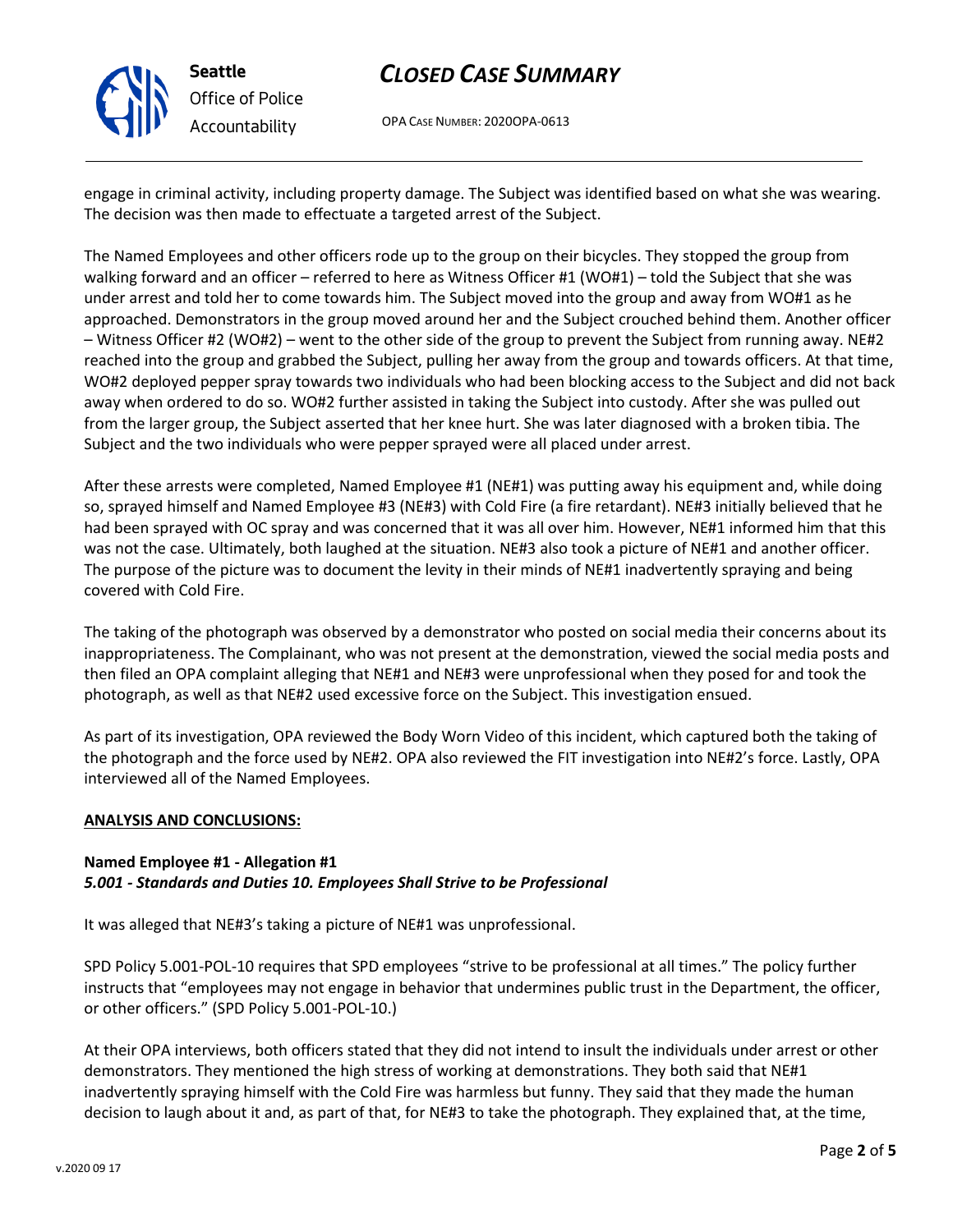engage in criminal activity, including property damage. The Subject was identified based on what she was wearing. The decision was then made to effectuate a targeted arrest of the Subject.

The Named Employees and other officers rode up to the group on their bicycles. They stopped the group from walking forward and an officer – referred to here as Witness Officer #1 (WO#1) – told the Subject that she was under arrest and told her to come towards him. The Subject moved into the group and away from WO#1 as he approached. Demonstrators in the group moved around her and the Subject crouched behind them. Another officer – Witness Officer #2 (WO#2) – went to the other side of the group to prevent the Subject from running away. NE#2 reached into the group and grabbed the Subject, pulling her away from the group and towards officers. At that time, WO#2 deployed pepper spray towards two individuals who had been blocking access to the Subject and did not back away when ordered to do so. WO#2 further assisted in taking the Subject into custody. After she was pulled out from the larger group, the Subject asserted that her knee hurt. She was later diagnosed with a broken tibia. The Subject and the two individuals who were pepper sprayed were all placed under arrest.

After these arrests were completed, Named Employee #1 (NE#1) was putting away his equipment and, while doing so, sprayed himself and Named Employee #3 (NE#3) with Cold Fire (a fire retardant). NE#3 initially believed that he had been sprayed with OC spray and was concerned that it was all over him. However, NE#1 informed him that this was not the case. Ultimately, both laughed at the situation. NE#3 also took a picture of NE#1 and another officer. The purpose of the picture was to document the levity in their minds of NE#1 inadvertently spraying and being covered with Cold Fire.

The taking of the photograph was observed by a demonstrator who posted on social media their concerns about its inappropriateness. The Complainant, who was not present at the demonstration, viewed the social media posts and then filed an OPA complaint alleging that NE#1 and NE#3 were unprofessional when they posed for and took the photograph, as well as that NE#2 used excessive force on the Subject. This investigation ensued.

As part of its investigation, OPA reviewed the Body Worn Video of this incident, which captured both the taking of the photograph and the force used by NE#2. OPA also reviewed the FIT investigation into NE#2's force. Lastly, OPA interviewed all of the Named Employees.

## ANALYSIS AND CONCLUSIONS:

### Named Employee #1 - Allegation #1
***5.001 - Standards and Duties 10. Employees Shall Strive to be Professional***

It was alleged that NE#3's taking a picture of NE#1 was unprofessional.

SPD Policy 5.001-POL-10 requires that SPD employees "strive to be professional at all times." The policy further instructs that "employees may not engage in behavior that undermines public trust in the Department, the officer, or other officers." (SPD Policy 5.001-POL-10.)

At their OPA interviews, both officers stated that they did not intend to insult the individuals under arrest or other demonstrators. They mentioned the high stress of working at demonstrations. They both said that NE#1 inadvertently spraying himself with the Cold Fire was harmless but funny. They said that they made the human decision to laugh about it and, as part of that, for NE#3 to take the photograph. They explained that, at the time,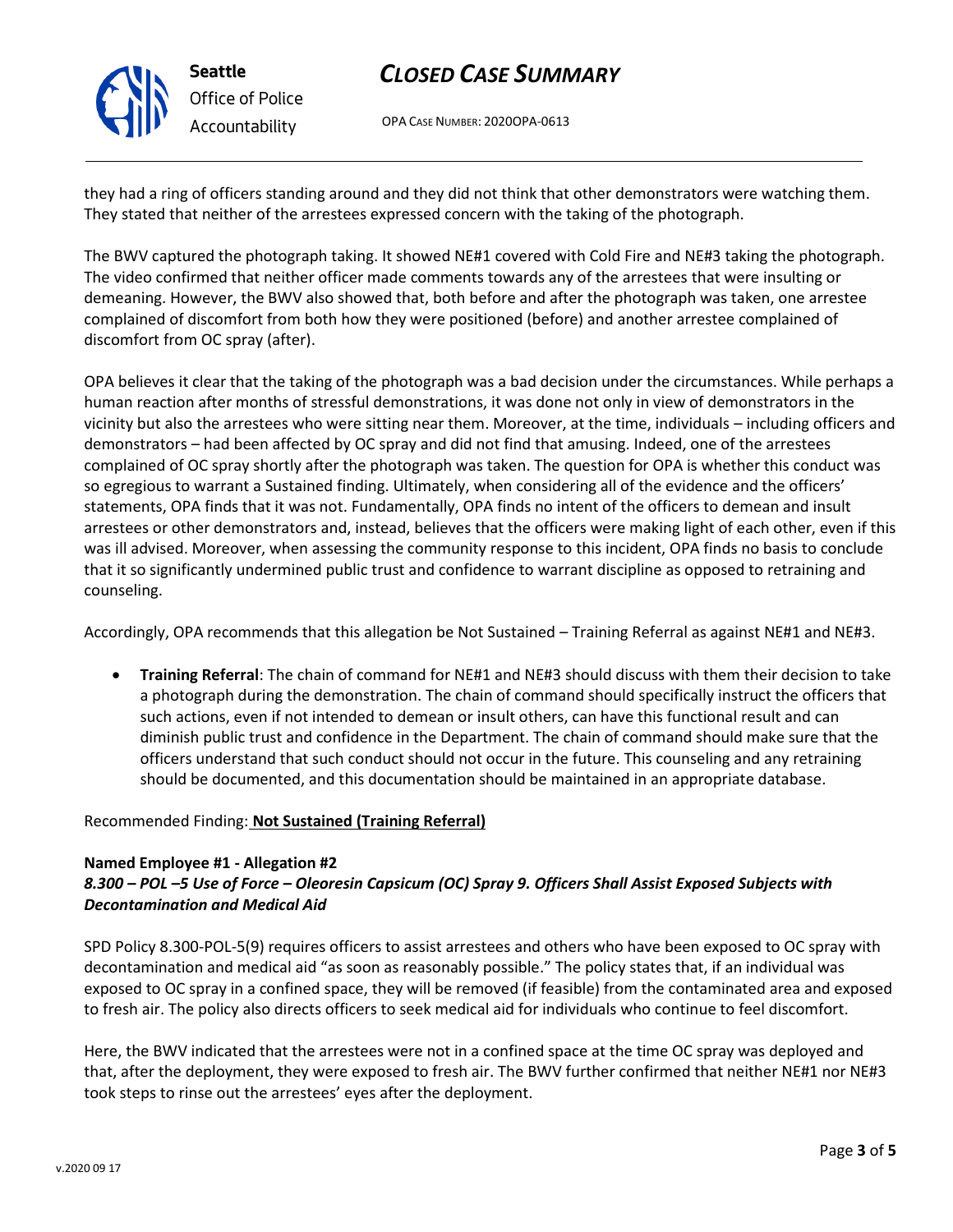they had a ring of officers standing around and they did not think that other demonstrators were watching them. They stated that neither of the arrestees expressed concern with the taking of the photograph.

The BWV captured the photograph taking. It showed NE#1 covered with Cold Fire and NE#3 taking the photograph. The video confirmed that neither officer made comments towards any of the arrestees that were insulting or demeaning. However, the BWV also showed that, both before and after the photograph was taken, one arrestee complained of discomfort from both how they were positioned (before) and another arrestee complained of discomfort from OC spray (after).

OPA believes it clear that the taking of the photograph was a bad decision under the circumstances. While perhaps a human reaction after months of stressful demonstrations, it was done not only in view of demonstrators in the vicinity but also the arrestees who were sitting near them. Moreover, at the time, individuals – including officers and demonstrators – had been affected by OC spray and did not find that amusing. Indeed, one of the arrestees complained of OC spray shortly after the photograph was taken. The question for OPA is whether this conduct was so egregious to warrant a Sustained finding. Ultimately, when considering all of the evidence and the officers' statements, OPA finds that it was not. Fundamentally, OPA finds no intent of the officers to demean and insult arrestees or other demonstrators and, instead, believes that the officers were making light of each other, even if this was ill advised. Moreover, when assessing the community response to this incident, OPA finds no basis to conclude that it so significantly undermined public trust and confidence to warrant discipline as opposed to retraining and counseling.

Accordingly, OPA recommends that this allegation be Not Sustained – Training Referral as against NE#1 and NE#3.

- **Training Referral**: The chain of command for NE#1 and NE#3 should discuss with them their decision to take a photograph during the demonstration. The chain of command should specifically instruct the officers that such actions, even if not intended to demean or insult others, can have this functional result and can diminish public trust and confidence in the Department. The chain of command should make sure that the officers understand that such conduct should not occur in the future. This counseling and any retraining should be documented, and this documentation should be maintained in an appropriate database.

Recommended Finding: **Not Sustained (Training Referral)**

**Named Employee #1 - Allegation #2**
***8.300 – POL –5 Use of Force – Oleoresin Capsicum (OC) Spray 9. Officers Shall Assist Exposed Subjects with Decontamination and Medical Aid***

SPD Policy 8.300-POL-5(9) requires officers to assist arrestees and others who have been exposed to OC spray with decontamination and medical aid "as soon as reasonably possible." The policy states that, if an individual was exposed to OC spray in a confined space, they will be removed (if feasible) from the contaminated area and exposed to fresh air. The policy also directs officers to seek medical aid for individuals who continue to feel discomfort.

Here, the BWV indicated that the arrestees were not in a confined space at the time OC spray was deployed and that, after the deployment, they were exposed to fresh air. The BWV further confirmed that neither NE#1 nor NE#3 took steps to rinse out the arrestees' eyes after the deployment.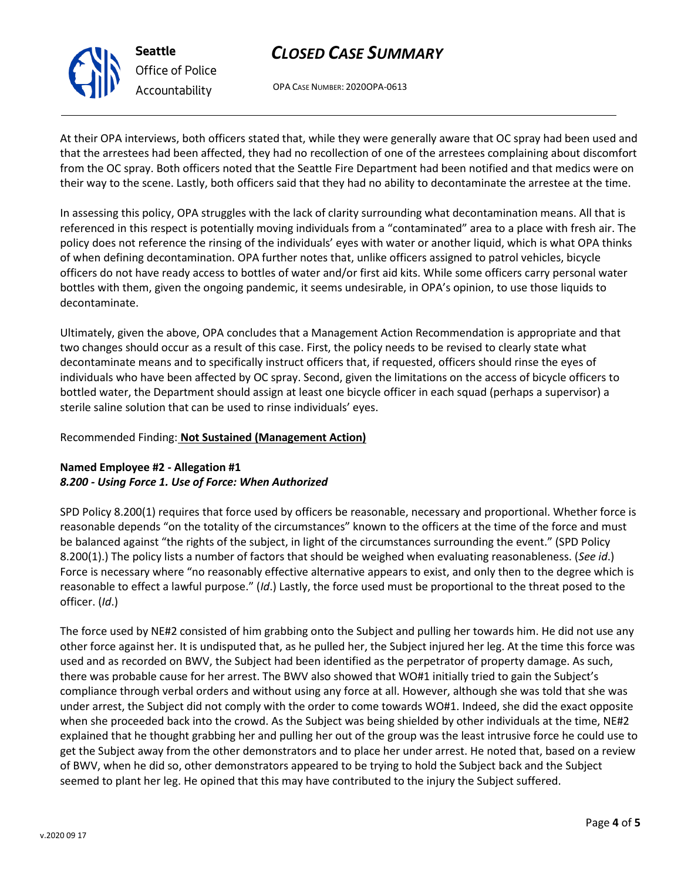At their OPA interviews, both officers stated that, while they were generally aware that OC spray had been used and that the arrestees had been affected, they had no recollection of one of the arrestees complaining about discomfort from the OC spray. Both officers noted that the Seattle Fire Department had been notified and that medics were on their way to the scene. Lastly, both officers said that they had no ability to decontaminate the arrestee at the time.

In assessing this policy, OPA struggles with the lack of clarity surrounding what decontamination means. All that is referenced in this respect is potentially moving individuals from a "contaminated" area to a place with fresh air. The policy does not reference the rinsing of the individuals' eyes with water or another liquid, which is what OPA thinks of when defining decontamination. OPA further notes that, unlike officers assigned to patrol vehicles, bicycle officers do not have ready access to bottles of water and/or first aid kits. While some officers carry personal water bottles with them, given the ongoing pandemic, it seems undesirable, in OPA's opinion, to use those liquids to decontaminate.

Ultimately, given the above, OPA concludes that a Management Action Recommendation is appropriate and that two changes should occur as a result of this case. First, the policy needs to be revised to clearly state what decontaminate means and to specifically instruct officers that, if requested, officers should rinse the eyes of individuals who have been affected by OC spray. Second, given the limitations on the access of bicycle officers to bottled water, the Department should assign at least one bicycle officer in each squad (perhaps a supervisor) a sterile saline solution that can be used to rinse individuals' eyes.

Recommended Finding: **Not Sustained (Management Action)**

**Named Employee #2 - Allegation #1**
***8.200 - Using Force 1. Use of Force: When Authorized***

SPD Policy 8.200(1) requires that force used by officers be reasonable, necessary and proportional. Whether force is reasonable depends "on the totality of the circumstances" known to the officers at the time of the force and must be balanced against "the rights of the subject, in light of the circumstances surrounding the event." (SPD Policy 8.200(1).) The policy lists a number of factors that should be weighed when evaluating reasonableness. (*See id*.) Force is necessary where "no reasonably effective alternative appears to exist, and only then to the degree which is reasonable to effect a lawful purpose." (*Id*.) Lastly, the force used must be proportional to the threat posed to the officer. (*Id*.)

The force used by NE#2 consisted of him grabbing onto the Subject and pulling her towards him. He did not use any other force against her. It is undisputed that, as he pulled her, the Subject injured her leg. At the time this force was used and as recorded on BWV, the Subject had been identified as the perpetrator of property damage. As such, there was probable cause for her arrest. The BWV also showed that WO#1 initially tried to gain the Subject's compliance through verbal orders and without using any force at all. However, although she was told that she was under arrest, the Subject did not comply with the order to come towards WO#1. Indeed, she did the exact opposite when she proceeded back into the crowd. As the Subject was being shielded by other individuals at the time, NE#2 explained that he thought grabbing her and pulling her out of the group was the least intrusive force he could use to get the Subject away from the other demonstrators and to place her under arrest. He noted that, based on a review of BWV, when he did so, other demonstrators appeared to be trying to hold the Subject back and the Subject seemed to plant her leg. He opined that this may have contributed to the injury the Subject suffered.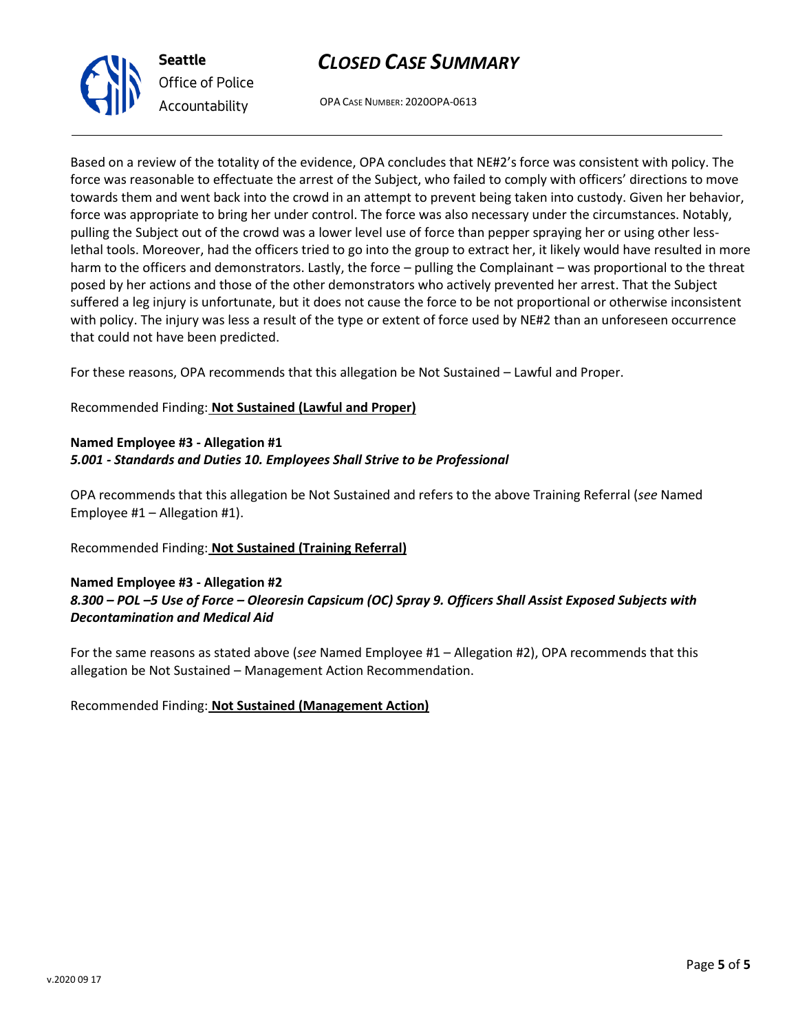Based on a review of the totality of the evidence, OPA concludes that NE#2's force was consistent with policy. The force was reasonable to effectuate the arrest of the Subject, who failed to comply with officers' directions to move towards them and went back into the crowd in an attempt to prevent being taken into custody. Given her behavior, force was appropriate to bring her under control. The force was also necessary under the circumstances. Notably, pulling the Subject out of the crowd was a lower level use of force than pepper spraying her or using other less-lethal tools. Moreover, had the officers tried to go into the group to extract her, it likely would have resulted in more harm to the officers and demonstrators. Lastly, the force – pulling the Complainant – was proportional to the threat posed by her actions and those of the other demonstrators who actively prevented her arrest. That the Subject suffered a leg injury is unfortunate, but it does not cause the force to be not proportional or otherwise inconsistent with policy. The injury was less a result of the type or extent of force used by NE#2 than an unforeseen occurrence that could not have been predicted.

For these reasons, OPA recommends that this allegation be Not Sustained – Lawful and Proper.

Recommended Finding: **Not Sustained (Lawful and Proper)**

**Named Employee #3 - Allegation #1**
***5.001 - Standards and Duties 10. Employees Shall Strive to be Professional***

OPA recommends that this allegation be Not Sustained and refers to the above Training Referral (*see* Named Employee #1 – Allegation #1).

Recommended Finding: **Not Sustained (Training Referral)**

**Named Employee #3 - Allegation #2**
***8.300 – POL –5 Use of Force – Oleoresin Capsicum (OC) Spray 9. Officers Shall Assist Exposed Subjects with Decontamination and Medical Aid***

For the same reasons as stated above (*see* Named Employee #1 – Allegation #2), OPA recommends that this allegation be Not Sustained – Management Action Recommendation.

Recommended Finding: **Not Sustained (Management Action)**